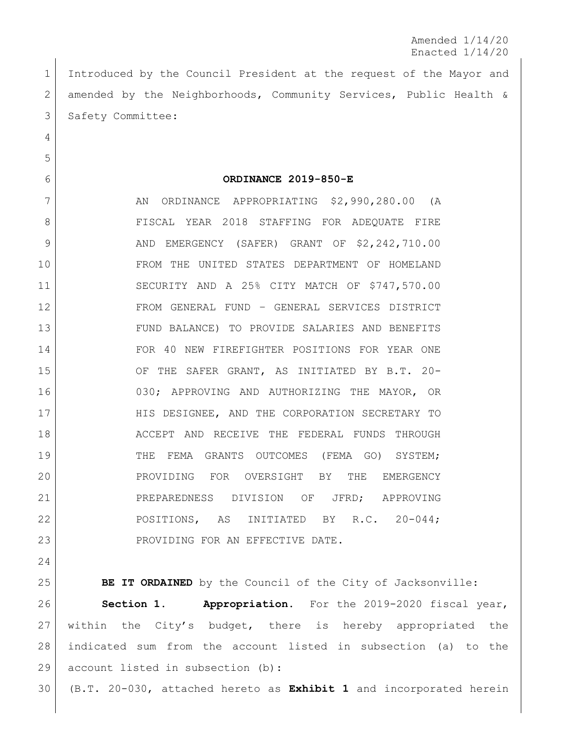Amended 1/14/20
Enacted 1/14/20

Introduced by the Council President at the request of the Mayor and amended by the Neighborhoods, Community Services, Public Health & Safety Committee:

**ORDINANCE 2019-850-E**

AN ORDINANCE APPROPRIATING $2,990,280.00 (A FISCAL YEAR 2018 STAFFING FOR ADEQUATE FIRE AND EMERGENCY (SAFER) GRANT OF $2,242,710.00 FROM THE UNITED STATES DEPARTMENT OF HOMELAND SECURITY AND A 25% CITY MATCH OF $747,570.00 FROM GENERAL FUND – GENERAL SERVICES DISTRICT FUND BALANCE) TO PROVIDE SALARIES AND BENEFITS FOR 40 NEW FIREFIGHTER POSITIONS FOR YEAR ONE OF THE SAFER GRANT, AS INITIATED BY B.T. 20-030; APPROVING AND AUTHORIZING THE MAYOR, OR HIS DESIGNEE, AND THE CORPORATION SECRETARY TO ACCEPT AND RECEIVE THE FEDERAL FUNDS THROUGH THE FEMA GRANTS OUTCOMES (FEMA GO) SYSTEM; PROVIDING FOR OVERSIGHT BY THE EMERGENCY PREPAREDNESS DIVISION OF JFRD; APPROVING POSITIONS, AS INITIATED BY R.C. 20-044; PROVIDING FOR AN EFFECTIVE DATE.

**BE IT ORDAINED** by the Council of the City of Jacksonville:

**Section 1. Appropriation.** For the 2019-2020 fiscal year, within the City's budget, there is hereby appropriated the indicated sum from the account listed in subsection (a) to the account listed in subsection (b):

(B.T. 20-030, attached hereto as **Exhibit 1** and incorporated herein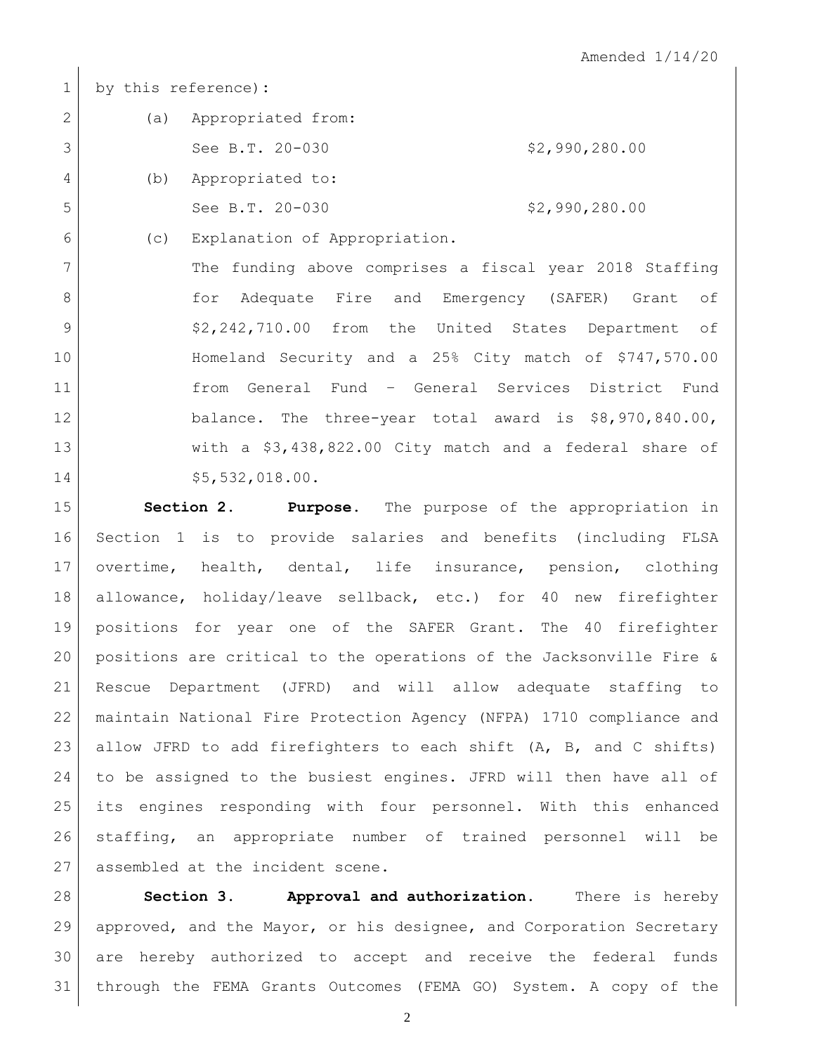by this reference):

(a) Appropriated from:

See B.T. 20-030 $2,990,280.00

(b) Appropriated to:

See B.T. 20-030 $2,990,280.00

(c) Explanation of Appropriation.

The funding above comprises a fiscal year 2018 Staffing for Adequate Fire and Emergency (SAFER) Grant of $2,242,710.00 from the United States Department of Homeland Security and a 25% City match of $747,570.00 from General Fund – General Services District Fund balance. The three-year total award is $8,970,840.00, with a $3,438,822.00 City match and a federal share of $5,532,018.00.

**Section 2. Purpose.** The purpose of the appropriation in Section 1 is to provide salaries and benefits (including FLSA overtime, health, dental, life insurance, pension, clothing allowance, holiday/leave sellback, etc.) for 40 new firefighter positions for year one of the SAFER Grant. The 40 firefighter positions are critical to the operations of the Jacksonville Fire & Rescue Department (JFRD) and will allow adequate staffing to maintain National Fire Protection Agency (NFPA) 1710 compliance and allow JFRD to add firefighters to each shift (A, B, and C shifts) to be assigned to the busiest engines. JFRD will then have all of its engines responding with four personnel. With this enhanced staffing, an appropriate number of trained personnel will be assembled at the incident scene.

**Section 3. Approval and authorization.** There is hereby approved, and the Mayor, or his designee, and Corporation Secretary are hereby authorized to accept and receive the federal funds through the FEMA Grants Outcomes (FEMA GO) System. A copy of the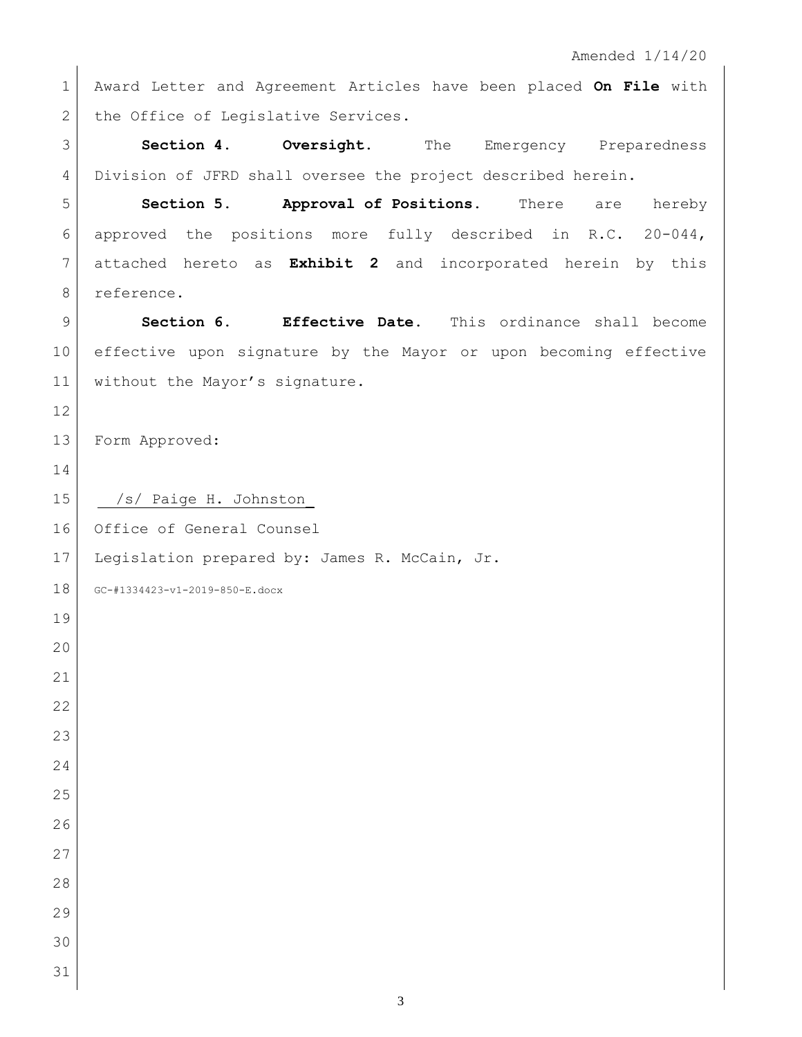Amended 1/14/20

Award Letter and Agreement Articles have been placed **On File** with the Office of Legislative Services.

**Section 4. Oversight.** The Emergency Preparedness Division of JFRD shall oversee the project described herein.

**Section 5. Approval of Positions.** There are hereby approved the positions more fully described in R.C. 20-044, attached hereto as **Exhibit 2** and incorporated herein by this reference.

**Section 6. Effective Date.** This ordinance shall become effective upon signature by the Mayor or upon becoming effective without the Mayor's signature.

Form Approved:

/s/ Paige H. Johnston

Office of General Counsel

Legislation prepared by: James R. McCain, Jr.

GC-#1334423-v1-2019-850-E.docx